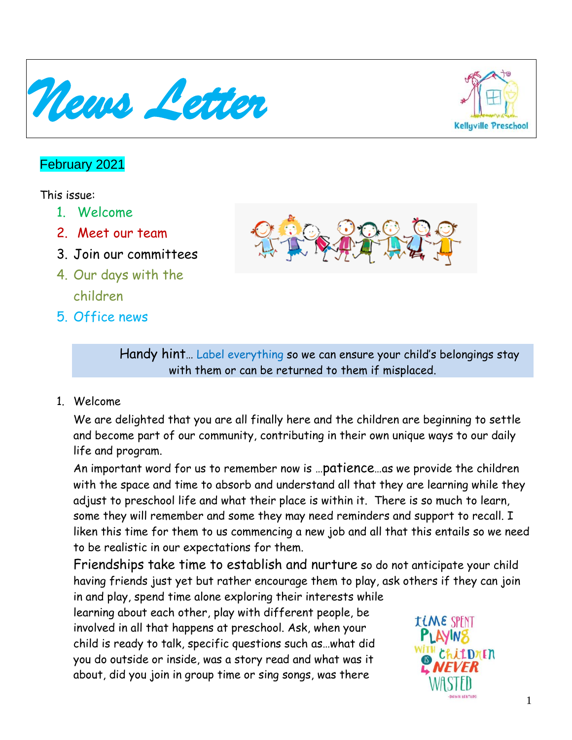# News Letter

Kellyville Preschool

February 2021

This issue:

1. Welcome
2. Meet our team
3. Join our committees
4. Our days with the children
5. Office news

> Handy hint… Label everything so we can ensure your child's belongings stay with them or can be returned to them if misplaced.

1. Welcome

We are delighted that you are all finally here and the children are beginning to settle and become part of our community, contributing in their own unique ways to our daily life and program.

An important word for us to remember now is …patience…as we provide the children with the space and time to absorb and understand all that they are learning while they adjust to preschool life and what their place is within it. There is so much to learn, some they will remember and some they may need reminders and support to recall. I liken this time for them to us commencing a new job and all that this entails so we need to be realistic in our expectations for them.

Friendships take time to establish and nurture so do not anticipate your child having friends just yet but rather encourage them to play, ask others if they can join in and play, spend time alone exploring their interests while learning about each other, play with different people, be involved in all that happens at preschool. Ask, when your child is ready to talk, specific questions such as…what did you do outside or inside, was a story read and what was it about, did you join in group time or sing songs, was there

Time spent playing with children is never wasted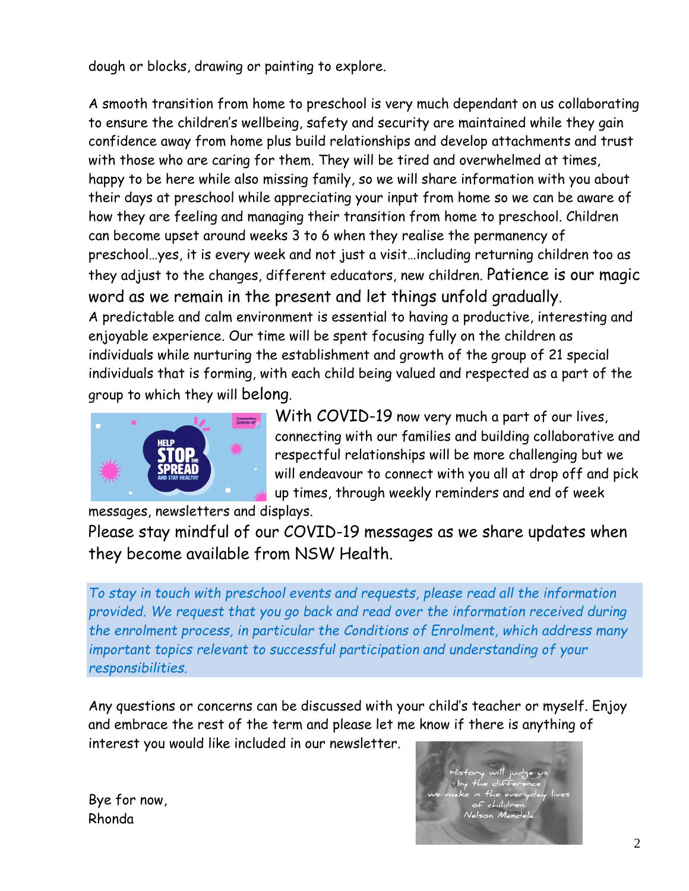dough or blocks, drawing or painting to explore.

A smooth transition from home to preschool is very much dependant on us collaborating to ensure the children's wellbeing, safety and security are maintained while they gain confidence away from home plus build relationships and develop attachments and trust with those who are caring for them. They will be tired and overwhelmed at times, happy to be here while also missing family, so we will share information with you about their days at preschool while appreciating your input from home so we can be aware of how they are feeling and managing their transition from home to preschool. Children can become upset around weeks 3 to 6 when they realise the permanency of preschool…yes, it is every week and not just a visit…including returning children too as they adjust to the changes, different educators, new children. Patience is our magic word as we remain in the present and let things unfold gradually.
A predictable and calm environment is essential to having a productive, interesting and enjoyable experience. Our time will be spent focusing fully on the children as individuals while nurturing the establishment and growth of the group of 21 special individuals that is forming, with each child being valued and respected as a part of the group to which they will belong.

With COVID-19 now very much a part of our lives, connecting with our families and building collaborative and respectful relationships will be more challenging but we will endeavour to connect with you all at drop off and pick up times, through weekly reminders and end of week messages, newsletters and displays.

Please stay mindful of our COVID-19 messages as we share updates when they become available from NSW Health.

*To stay in touch with preschool events and requests, please read all the information provided. We request that you go back and read over the information received during the enrolment process, in particular the Conditions of Enrolment, which address many important topics relevant to successful participation and understanding of your responsibilities.*

Any questions or concerns can be discussed with your child's teacher or myself. Enjoy and embrace the rest of the term and please let me know if there is anything of interest you would like included in our newsletter.

Bye for now,
Rhonda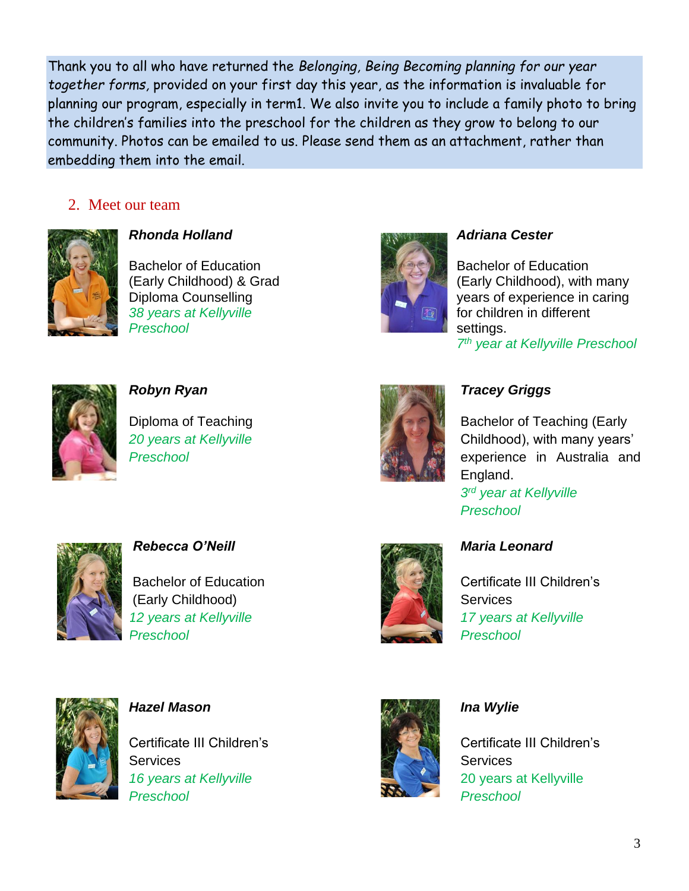Thank you to all who have returned the *Belonging, Being Becoming planning for our year together forms*, provided on your first day this year, as the information is invaluable for planning our program, especially in term1. We also invite you to include a family photo to bring the children's families into the preschool for the children as they grow to belong to our community. Photos can be emailed to us. Please send them as an attachment, rather than embedding them into the email.

## 2. Meet our team

***Rhonda Holland***

Bachelor of Education (Early Childhood) & Grad Diploma Counselling
*38 years at Kellyville Preschool*

***Adriana Cester***

Bachelor of Education (Early Childhood), with many years of experience in caring for children in different settings.
*7th year at Kellyville Preschool*

***Robyn Ryan***

Diploma of Teaching
*20 years at Kellyville Preschool*

***Tracey Griggs***

Bachelor of Teaching (Early Childhood), with many years' experience in Australia and England.
*3rd year at Kellyville Preschool*

***Rebecca O'Neill***

Bachelor of Education (Early Childhood)
*12 years at Kellyville Preschool*

***Maria Leonard***

Certificate III Children's Services
*17 years at Kellyville Preschool*

***Hazel Mason***

Certificate III Children's Services
*16 years at Kellyville Preschool*

***Ina Wylie***

Certificate III Children's Services
20 years at Kellyville *Preschool*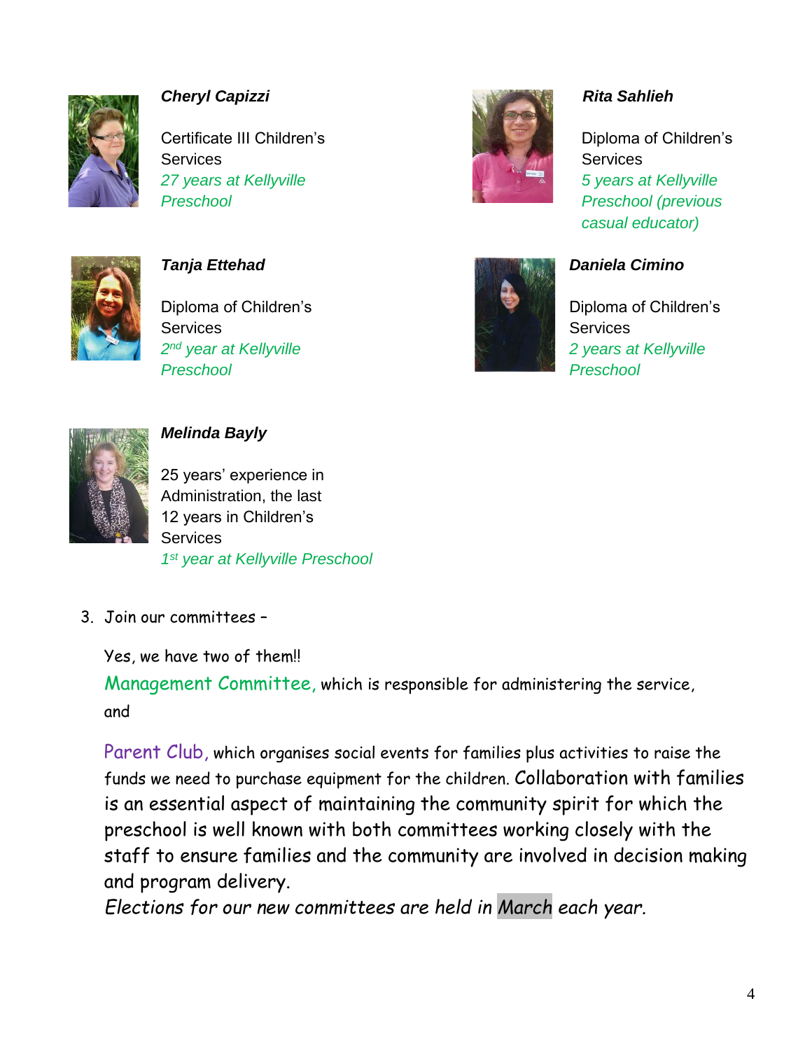***Cheryl Capizzi***

Certificate III Children's Services
*27 years at Kellyville Preschool*

***Rita Sahlieh***

Diploma of Children's Services
*5 years at Kellyville Preschool (previous casual educator)*

***Tanja Ettehad***

Diploma of Children's Services
*2nd year at Kellyville Preschool*

***Daniela Cimino***

Diploma of Children's Services
*2 years at Kellyville Preschool*

***Melinda Bayly***

25 years' experience in Administration, the last 12 years in Children's Services
*1st year at Kellyville Preschool*

3. Join our committees –

   Yes, we have two of them!!

   Management Committee, which is responsible for administering the service, and

   Parent Club, which organises social events for families plus activities to raise the funds we need to purchase equipment for the children. Collaboration with families is an essential aspect of maintaining the community spirit for which the preschool is well known with both committees working closely with the staff to ensure families and the community are involved in decision making and program delivery.

   *Elections for our new committees are held in March each year.*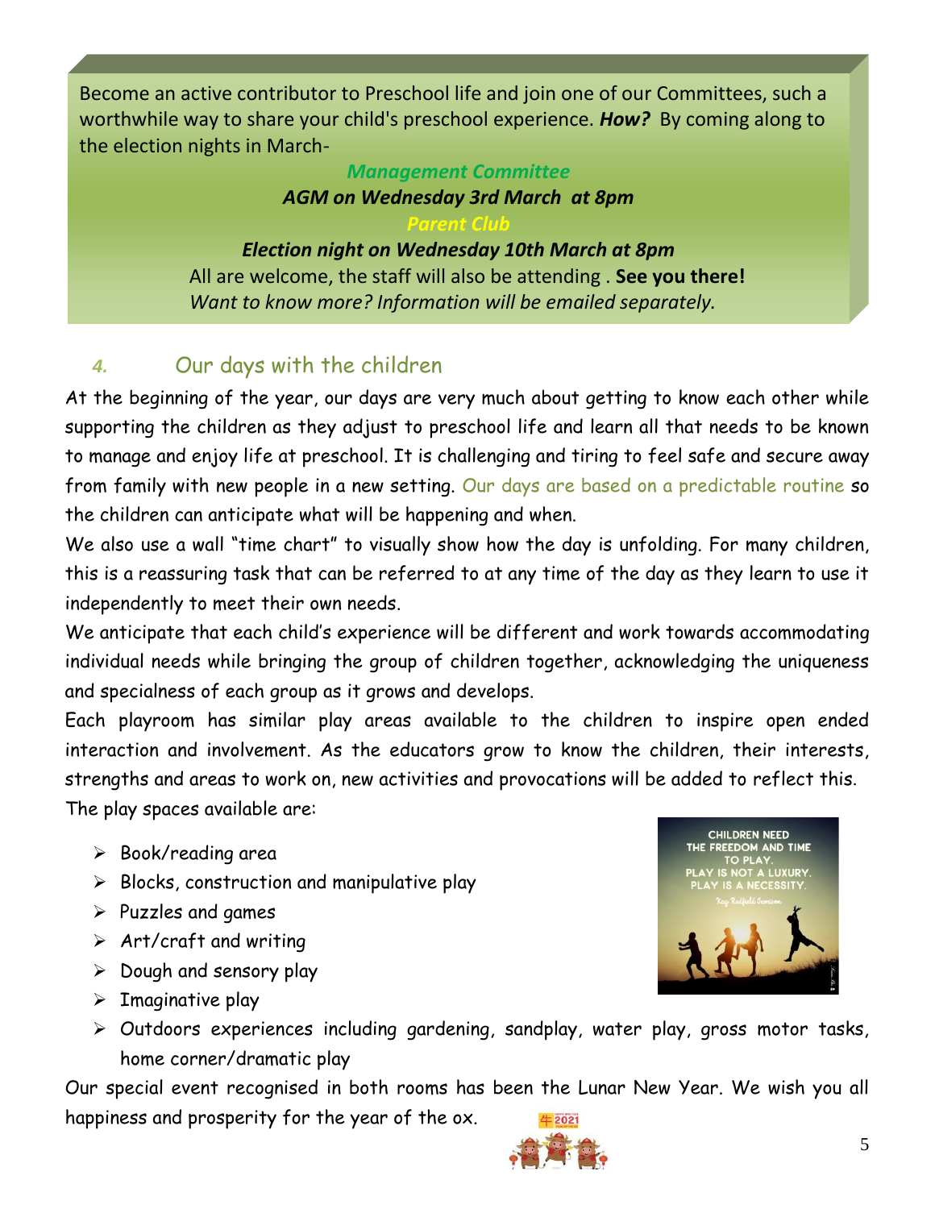Become an active contributor to Preschool life and join one of our Committees, such a worthwhile way to share your child's preschool experience. ***How?*** By coming along to the election nights in March-

***Management Committee***

***AGM on Wednesday 3rd March at 8pm***

***Parent Club***

***Election night on Wednesday 10th March at 8pm***

All are welcome, the staff will also be attending . **See you there!**

*Want to know more? Information will be emailed separately.*

## 4. Our days with the children

At the beginning of the year, our days are very much about getting to know each other while supporting the children as they adjust to preschool life and learn all that needs to be known to manage and enjoy life at preschool. It is challenging and tiring to feel safe and secure away from family with new people in a new setting. Our days are based on a predictable routine so the children can anticipate what will be happening and when.

We also use a wall "time chart" to visually show how the day is unfolding. For many children, this is a reassuring task that can be referred to at any time of the day as they learn to use it independently to meet their own needs.

We anticipate that each child's experience will be different and work towards accommodating individual needs while bringing the group of children together, acknowledging the uniqueness and specialness of each group as it grows and develops.

Each playroom has similar play areas available to the children to inspire open ended interaction and involvement. As the educators grow to know the children, their interests, strengths and areas to work on, new activities and provocations will be added to reflect this.

The play spaces available are:

- Book/reading area
- Blocks, construction and manipulative play
- Puzzles and games
- Art/craft and writing
- Dough and sensory play
- Imaginative play
- Outdoors experiences including gardening, sandplay, water play, gross motor tasks, home corner/dramatic play

Our special event recognised in both rooms has been the Lunar New Year. We wish you all happiness and prosperity for the year of the ox.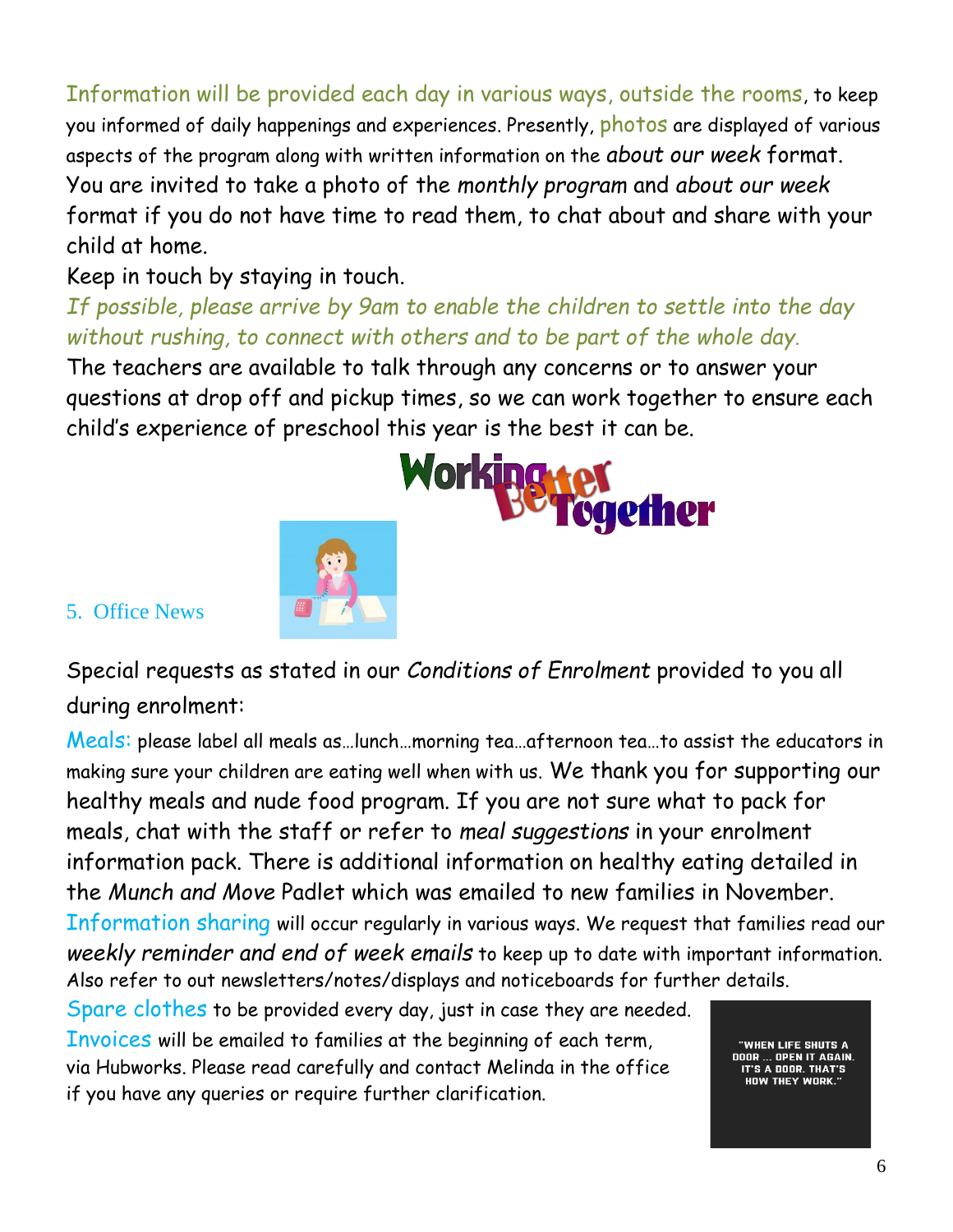Information will be provided each day in various ways, outside the rooms, to keep you informed of daily happenings and experiences. Presently, photos are displayed of various aspects of the program along with written information on the *about our week* format. You are invited to take a photo of the *monthly program* and *about our week* format if you do not have time to read them, to chat about and share with your child at home.

Keep in touch by staying in touch.

*If possible, please arrive by 9am to enable the children to settle into the day without rushing, to connect with others and to be part of the whole day.*

The teachers are available to talk through any concerns or to answer your questions at drop off and pickup times, so we can work together to ensure each child's experience of preschool this year is the best it can be.

Working Better Together

## 5. Office News

Special requests as stated in our *Conditions of Enrolment* provided to you all during enrolment:

Meals: please label all meals as…lunch…morning tea…afternoon tea…to assist the educators in making sure your children are eating well when with us. We thank you for supporting our healthy meals and nude food program. If you are not sure what to pack for meals, chat with the staff or refer to *meal suggestions* in your enrolment information pack. There is additional information on healthy eating detailed in the *Munch and Move* Padlet which was emailed to new families in November.

Information sharing will occur regularly in various ways. We request that families read our *weekly reminder and end of week emails* to keep up to date with important information. Also refer to out newsletters/notes/displays and noticeboards for further details.

Spare clothes to be provided every day, just in case they are needed.

Invoices will be emailed to families at the beginning of each term, via Hubworks. Please read carefully and contact Melinda in the office if you have any queries or require further clarification.

"WHEN LIFE SHUTS A DOOR … OPEN IT AGAIN. IT'S A DOOR. THAT'S HOW THEY WORK."